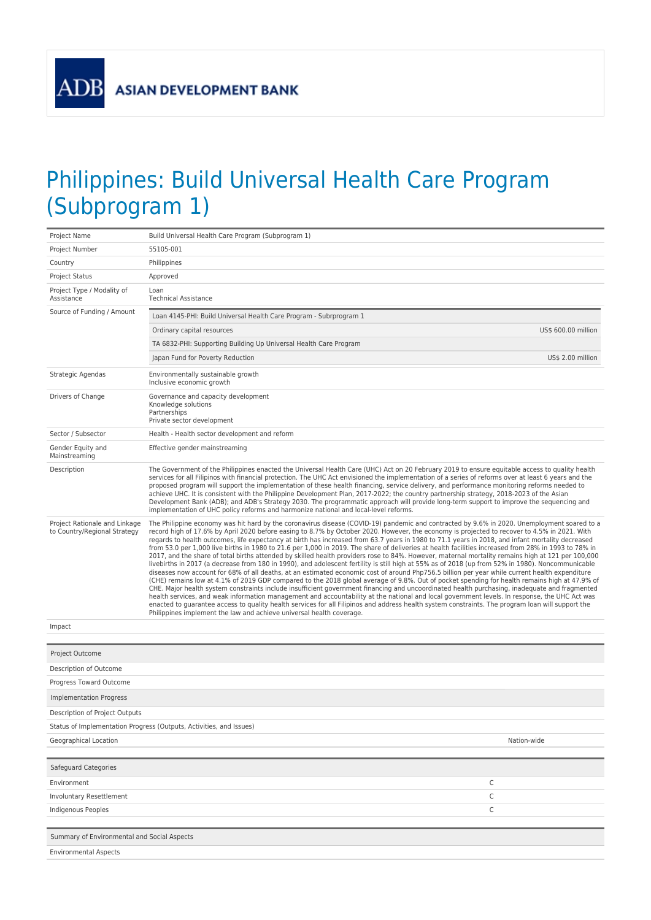# Philippines: Build Universal Health Care Program (Subprogram 1)

| | |
|---|---|
| Project Name | Build Universal Health Care Program (Subprogram 1) |
| Project Number | 55105-001 |
| Country | Philippines |
| Project Status | Approved |
| Project Type / Modality of Assistance | Loan<br>Technical Assistance |
| Source of Funding / Amount | Loan 4145-PHI: Build Universal Health Care Program - Subprogram 1<br>Ordinary capital resources — US$ 600.00 million<br>TA 6832-PHI: Supporting Building Up Universal Health Care Program<br>Japan Fund for Poverty Reduction — US$ 2.00 million |
| Strategic Agendas | Environmentally sustainable growth<br>Inclusive economic growth |
| Drivers of Change | Governance and capacity development<br>Knowledge solutions<br>Partnerships<br>Private sector development |
| Sector / Subsector | Health - Health sector development and reform |
| Gender Equity and Mainstreaming | Effective gender mainstreaming |
| Description | The Government of the Philippines enacted the Universal Health Care (UHC) Act on 20 February 2019 to ensure equitable access to quality health services for all Filipinos with financial protection. The UHC Act envisioned the implementation of a series of reforms over at least 6 years and the proposed program will support the implementation of these health financing, service delivery, and performance monitoring reforms needed to achieve UHC. It is consistent with the Philippine Development Plan, 2017-2022; the country partnership strategy, 2018-2023 of the Asian Development Bank (ADB); and ADB's Strategy 2030. The programmatic approach will provide long-term support to improve the sequencing and implementation of UHC policy reforms and harmonize national and local-level reforms. |
| Project Rationale and Linkage to Country/Regional Strategy | The Philippine economy was hit hard by the coronavirus disease (COVID-19) pandemic and contracted by 9.6% in 2020. Unemployment soared to a record high of 17.6% by April 2020 before easing to 8.7% by October 2020. However, the economy is projected to recover to 4.5% in 2021. With regards to health outcomes, life expectancy at birth has increased from 63.7 years in 1980 to 71.1 years in 2018, and infant mortality decreased from 53.0 per 1,000 live births in 1980 to 21.6 per 1,000 in 2019. The share of deliveries at health facilities increased from 28% in 1993 to 78% in 2017, and the share of total births attended by skilled health providers rose to 84%. However, maternal mortality remains high at 121 per 100,000 livebirths in 2017 (a decrease from 180 in 1990), and adolescent fertility is still high at 55% as of 2018 (up from 52% in 1980). Noncommunicable diseases now account for 68% of all deaths, at an estimated economic cost of around Php756.5 billion per year while current health expenditure (CHE) remains low at 4.1% of 2019 GDP compared to the 2018 global average of 9.8%. Out of pocket spending for health remains high at 47.9% of CHE. Major health system constraints include insufficient government financing and uncoordinated health purchasing, inadequate and fragmented health services, and weak information management and accountability at the national and local government levels. In response, the UHC Act was enacted to guarantee access to quality health services for all Filipinos and address health system constraints. The program loan will support the Philippines implement the law and achieve universal health coverage. |
| Impact | |

| Project Outcome | |
|---|---|
| Description of Outcome | |
| Progress Toward Outcome | |
| **Implementation Progress** | |
| Description of Project Outputs | |
| Status of Implementation Progress (Outputs, Activities, and Issues) | |
| Geographical Location | Nation-wide |

| Safeguard Categories | |
|---|---|
| Environment | C |
| Involuntary Resettlement | C |
| Indigenous Peoples | C |

| Summary of Environmental and Social Aspects |
|---|
| Environmental Aspects |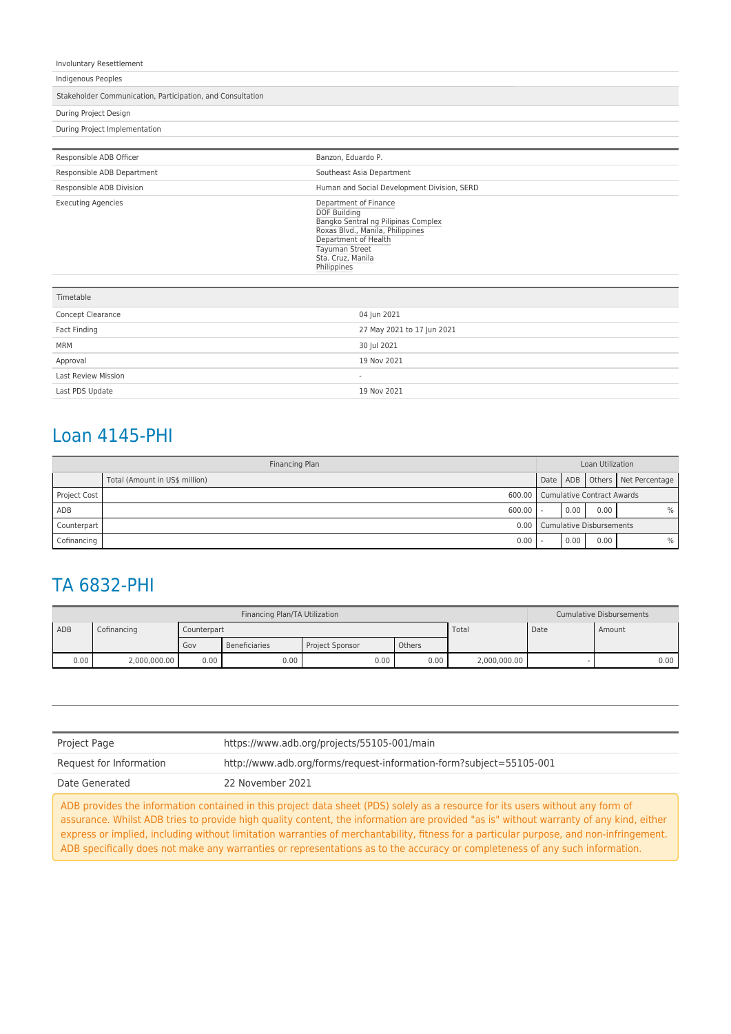| | |
|---|---|
| Involuntary Resettlement | |
| Indigenous Peoples | |
| Stakeholder Communication, Participation, and Consultation | |
| During Project Design | |
| During Project Implementation | |

| | |
|---|---|
| Responsible ADB Officer | Banzon, Eduardo P. |
| Responsible ADB Department | Southeast Asia Department |
| Responsible ADB Division | Human and Social Development Division, SERD |
| Executing Agencies | Department of Finance<br>DOF Building<br>Bangko Sentral ng Pilipinas Complex<br>Roxas Blvd., Manila, Philippines<br>Department of Health<br>Tayuman Street<br>Sta. Cruz, Manila<br>Philippines |

| Timetable | |
|---|---|
| Concept Clearance | 04 Jun 2021 |
| Fact Finding | 27 May 2021 to 17 Jun 2021 |
| MRM | 30 Jul 2021 |
| Approval | 19 Nov 2021 |
| Last Review Mission | - |
| Last PDS Update | 19 Nov 2021 |

## Loan 4145-PHI

| Financing Plan | | Loan Utilization | | | |
|---|---|---|---|---|---|
| | Total (Amount in US$ million) | Date | ADB | Others | Net Percentage |
| Project Cost | 600.00 | Cumulative Contract Awards | | | |
| ADB | 600.00 | - | 0.00 | 0.00 | % |
| Counterpart | 0.00 | Cumulative Disbursements | | | |
| Cofinancing | 0.00 | - | 0.00 | 0.00 | % |

## TA 6832-PHI

| Financing Plan/TA Utilization | | | | | | | Cumulative Disbursements | |
|---|---|---|---|---|---|---|---|---|
| ADB | Cofinancing | Counterpart | | | | Total | Date | Amount |
| | | Gov | Beneficiaries | Project Sponsor | Others | | | |
| 0.00 | 2,000,000.00 | 0.00 | 0.00 | 0.00 | 0.00 | 2,000,000.00 | - | 0.00 |

| | |
|---|---|
| Project Page | https://www.adb.org/projects/55105-001/main |
| Request for Information | http://www.adb.org/forms/request-information-form?subject=55105-001 |
| Date Generated | 22 November 2021 |

ADB provides the information contained in this project data sheet (PDS) solely as a resource for its users without any form of assurance. Whilst ADB tries to provide high quality content, the information are provided "as is" without warranty of any kind, either express or implied, including without limitation warranties of merchantability, fitness for a particular purpose, and non-infringement. ADB specifically does not make any warranties or representations as to the accuracy or completeness of any such information.